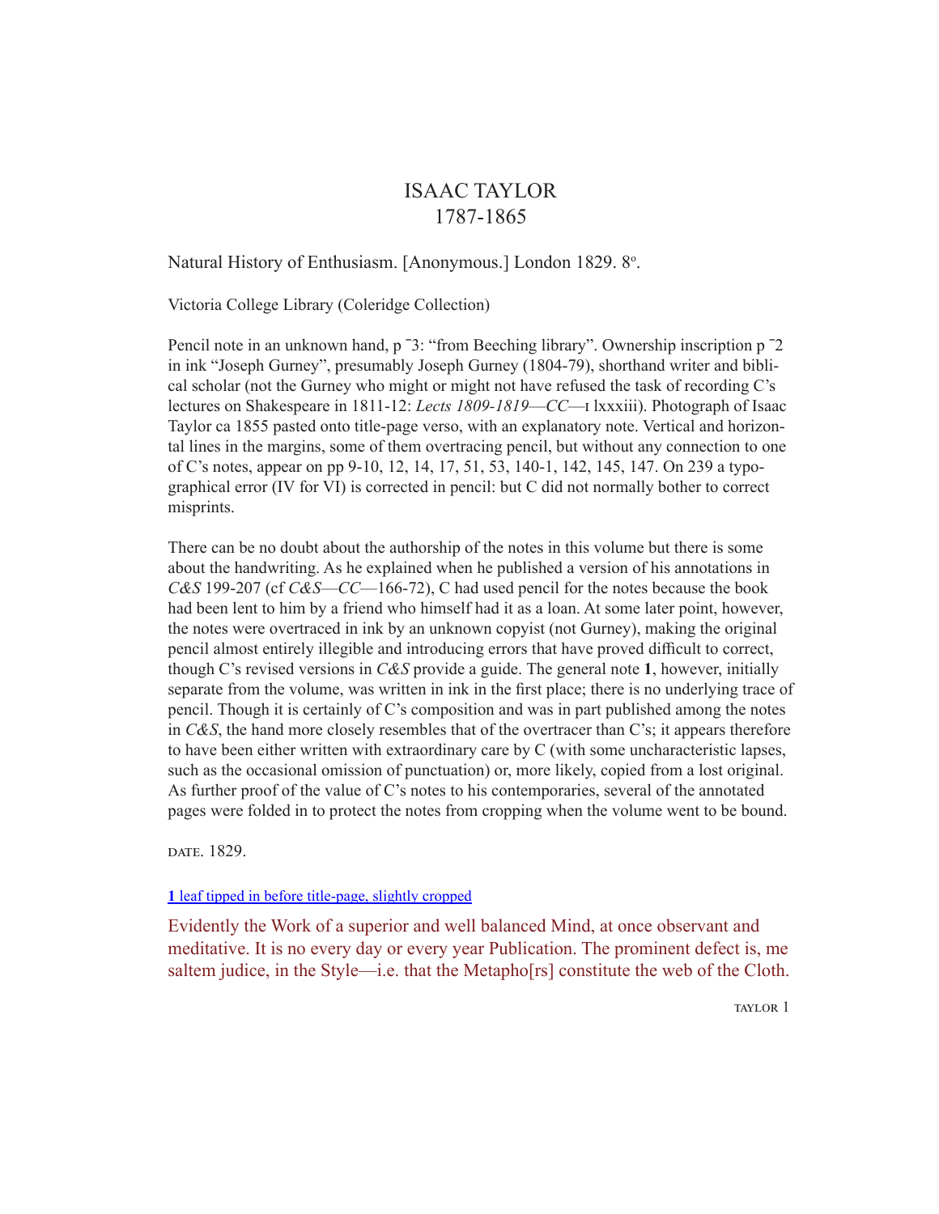# ISAAC TAYLOR
# 1787-1865

Natural History of Enthusiasm. [Anonymous.] London 1829. 8º.

Victoria College Library (Coleridge Collection)

Pencil note in an unknown hand, p ¯3: "from Beeching library". Ownership inscription p ¯2 in ink "Joseph Gurney", presumably Joseph Gurney (1804-79), shorthand writer and biblical scholar (not the Gurney who might or might not have refused the task of recording C's lectures on Shakespeare in 1811-12: *Lects 1809-1819*—*CC*—I lxxxiii). Photograph of Isaac Taylor ca 1855 pasted onto title-page verso, with an explanatory note. Vertical and horizontal lines in the margins, some of them overtracing pencil, but without any connection to one of C's notes, appear on pp 9-10, 12, 14, 17, 51, 53, 140-1, 142, 145, 147. On 239 a typographical error (IV for VI) is corrected in pencil: but C did not normally bother to correct misprints.

There can be no doubt about the authorship of the notes in this volume but there is some about the handwriting. As he explained when he published a version of his annotations in *C&S* 199-207 (cf *C&S*—*CC*—166-72), C had used pencil for the notes because the book had been lent to him by a friend who himself had it as a loan. At some later point, however, the notes were overtraced in ink by an unknown copyist (not Gurney), making the original pencil almost entirely illegible and introducing errors that have proved difficult to correct, though C's revised versions in *C&S* provide a guide. The general note **1**, however, initially separate from the volume, was written in ink in the first place; there is no underlying trace of pencil. Though it is certainly of C's composition and was in part published among the notes in *C&S*, the hand more closely resembles that of the overtracer than C's; it appears therefore to have been either written with extraordinary care by C (with some uncharacteristic lapses, such as the occasional omission of punctuation) or, more likely, copied from a lost original. As further proof of the value of C's notes to his contemporaries, several of the annotated pages were folded in to protect the notes from cropping when the volume went to be bound.

DATE. 1829.

**1** leaf tipped in before title-page, slightly cropped

Evidently the Work of a superior and well balanced Mind, at once observant and meditative. It is no every day or every year Publication. The prominent defect is, me saltem judice, in the Style—i.e. that the Metapho[rs] constitute the web of the Cloth.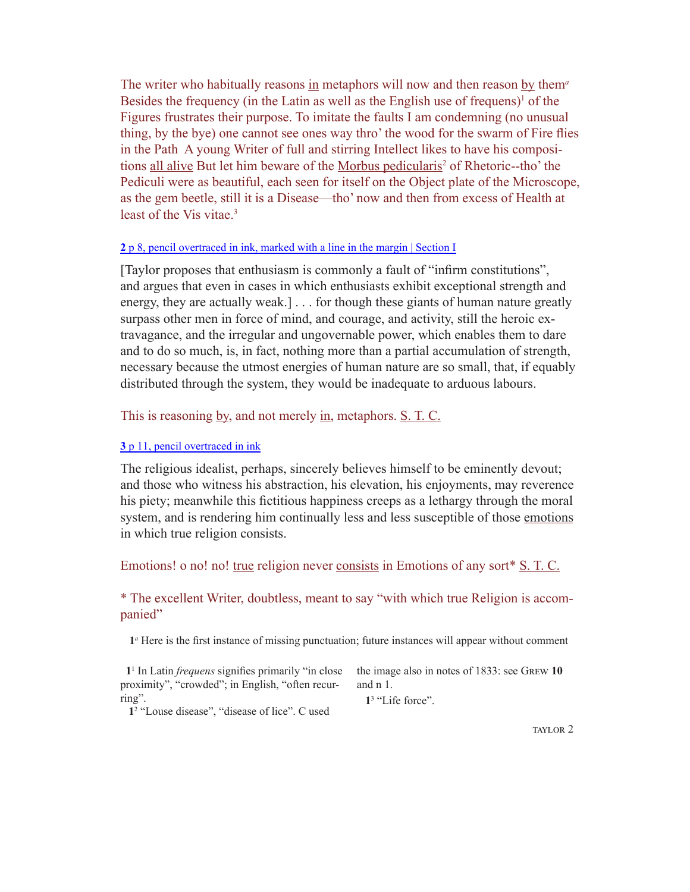The writer who habitually reasons <u>in</u> metaphors will now and then reason <u>by</u> them[a] Besides the frequency (in the Latin as well as the English use of frequens)[1] of the Figures frustrates their purpose. To imitate the faults I am condemning (no unusual thing, by the bye) one cannot see ones way thro' the wood for the swarm of Fire flies in the Path  A young Writer of full and stirring Intellect likes to have his compositions <u>all alive</u> But let him beware of the <u>Morbus pedicularis</u>[2] of Rhetoric--tho' the Pediculi were as beautiful, each seen for itself on the Object plate of the Microscope, as the gem beetle, still it is a Disease—tho' now and then from excess of Health at least of the Vis vitae.[3]

**2** p 8, pencil overtraced in ink, marked with a line in the margin | Section I

[Taylor proposes that enthusiasm is commonly a fault of "infirm constitutions", and argues that even in cases in which enthusiasts exhibit exceptional strength and energy, they are actually weak.] . . . for though these giants of human nature greatly surpass other men in force of mind, and courage, and activity, still the heroic extravagance, and the irregular and ungovernable power, which enables them to dare and to do so much, is, in fact, nothing more than a partial accumulation of strength, necessary because the utmost energies of human nature are so small, that, if equably distributed through the system, they would be inadequate to arduous labours.

This is reasoning <u>by</u>, and not merely <u>in</u>, metaphors. <u>S. T. C.</u>

**3** p 11, pencil overtraced in ink

The religious idealist, perhaps, sincerely believes himself to be eminently devout; and those who witness his abstraction, his elevation, his enjoyments, may reverence his piety; meanwhile this fictitious happiness creeps as a lethargy through the moral system, and is rendering him continually less and less susceptible of those <u>emotions</u> in which true religion consists.

Emotions! o no! no! <u>true</u> religion never <u>consists</u> in Emotions of any sort* <u>S. T. C.</u>

\* The excellent Writer, doubtless, meant to say "with which true Religion is accompanied"

**1**[a] Here is the first instance of missing punctuation; future instances will appear without comment

**1**[1] In Latin *frequens* signifies primarily "in close proximity", "crowded"; in English, "often recurring".

**1**[2] "Louse disease", "disease of lice". C used the image also in notes of 1833: see Grew **10** and n 1.

**1**[3] "Life force".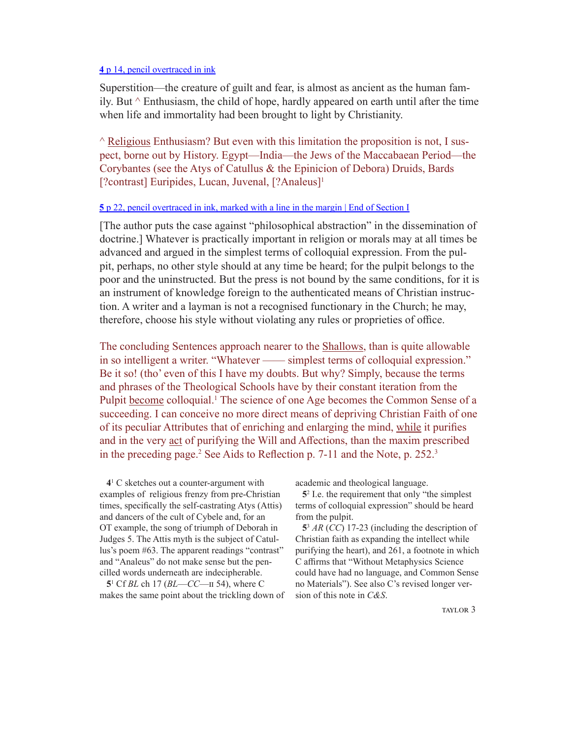**4** p 14, pencil overtraced in ink

Superstition—the creature of guilt and fear, is almost as ancient as the human family. But ^ Enthusiasm, the child of hope, hardly appeared on earth until after the time when life and immortality had been brought to light by Christianity.

^ Religious Enthusiasm? But even with this limitation the proposition is not, I suspect, borne out by History. Egypt—India—the Jews of the Maccabaean Period—the Corybantes (see the Atys of Catullus & the Epinicion of Debora) Druids, Bards [?contrast] Euripides, Lucan, Juvenal, [?Analeus][1]

**5** p 22, pencil overtraced in ink, marked with a line in the margin | End of Section I

[The author puts the case against "philosophical abstraction" in the dissemination of doctrine.] Whatever is practically important in religion or morals may at all times be advanced and argued in the simplest terms of colloquial expression. From the pulpit, perhaps, no other style should at any time be heard; for the pulpit belongs to the poor and the uninstructed. But the press is not bound by the same conditions, for it is an instrument of knowledge foreign to the authenticated means of Christian instruction. A writer and a layman is not a recognised functionary in the Church; he may, therefore, choose his style without violating any rules or proprieties of office.

The concluding Sentences approach nearer to the Shallows, than is quite allowable in so intelligent a writer. "Whatever —— simplest terms of colloquial expression." Be it so! (tho' even of this I have my doubts. But why? Simply, because the terms and phrases of the Theological Schools have by their constant iteration from the Pulpit become colloquial.[1] The science of one Age becomes the Common Sense of a succeeding. I can conceive no more direct means of depriving Christian Faith of one of its peculiar Attributes that of enriching and enlarging the mind, while it purifies and in the very act of purifying the Will and Affections, than the maxim prescribed in the preceding page.[2] See Aids to Reflection p. 7-11 and the Note, p. 252.[3]

**4**[1] C sketches out a counter-argument with examples of religious frenzy from pre-Christian times, specifically the self-castrating Atys (Attis) and dancers of the cult of Cybele and, for an OT example, the song of triumph of Deborah in Judges 5. The Attis myth is the subject of Catullus's poem #63. The apparent readings "contrast" and "Analeus" do not make sense but the pencilled words underneath are indecipherable.

**5**[1] Cf *BL* ch 17 (*BL*—*CC*—II 54), where C makes the same point about the trickling down of academic and theological language.

**5**[2] I.e. the requirement that only "the simplest terms of colloquial expression" should be heard from the pulpit.

**5**[3] *AR* (*CC*) 17-23 (including the description of Christian faith as expanding the intellect while purifying the heart), and 261, a footnote in which C affirms that "Without Metaphysics Science could have had no language, and Common Sense no Materials"). See also C's revised longer version of this note in *C&S*.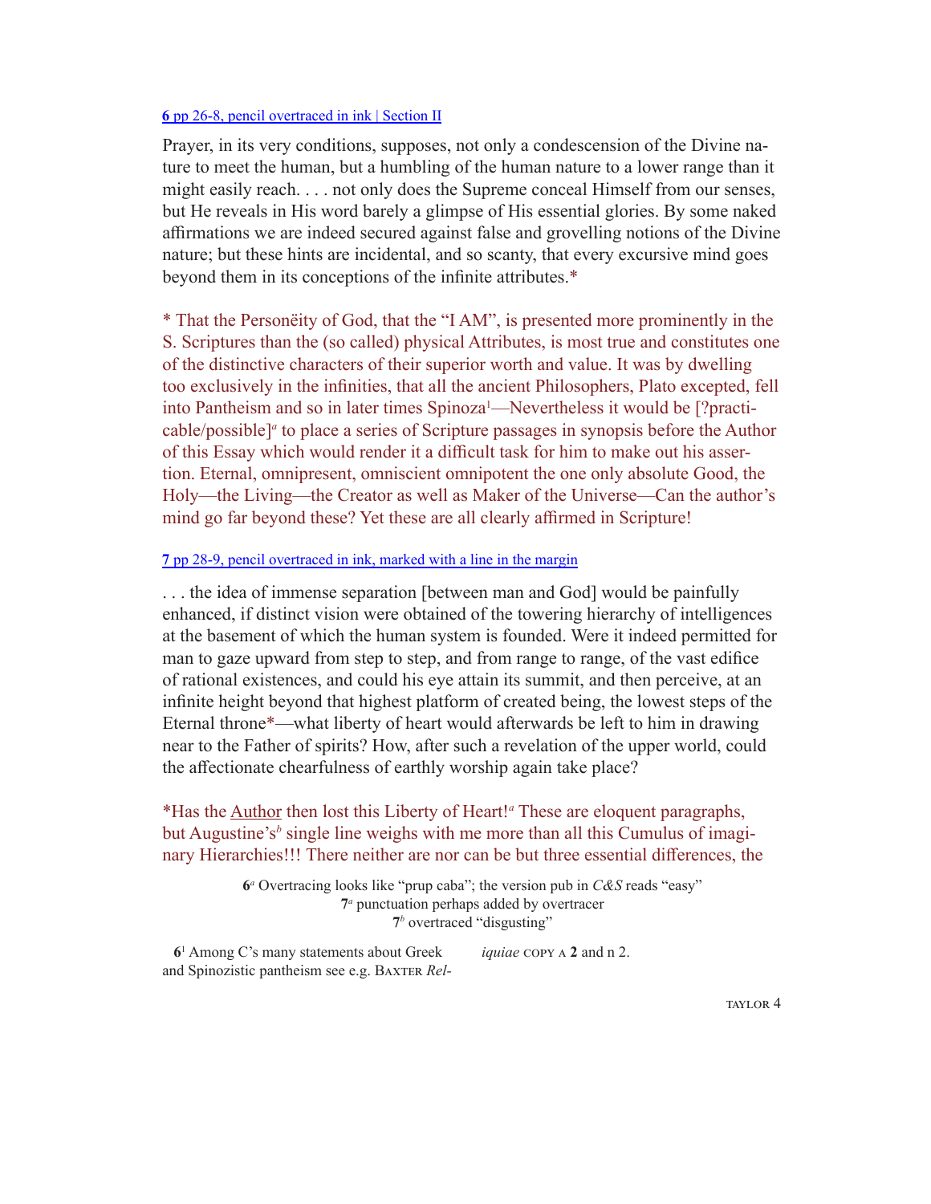[**6** pp 26-8, pencil overtraced in ink | Section II]()

Prayer, in its very conditions, supposes, not only a condescension of the Divine nature to meet the human, but a humbling of the human nature to a lower range than it might easily reach. . . . not only does the Supreme conceal Himself from our senses, but He reveals in His word barely a glimpse of His essential glories. By some naked affirmations we are indeed secured against false and grovelling notions of the Divine nature; but these hints are incidental, and so scanty, that every excursive mind goes beyond them in its conceptions of the infinite attributes.*

* That the Personëity of God, that the "I AM", is presented more prominently in the S. Scriptures than the (so called) physical Attributes, is most true and constitutes one of the distinctive characters of their superior worth and value. It was by dwelling too exclusively in the infinities, that all the ancient Philosophers, Plato excepted, fell into Pantheism and so in later times Spinoza[1]—Nevertheless it would be [?practicable/possible][a] to place a series of Scripture passages in synopsis before the Author of this Essay which would render it a difficult task for him to make out his assertion. Eternal, omnipresent, omniscient omnipotent the one only absolute Good, the Holy—the Living—the Creator as well as Maker of the Universe—Can the author's mind go far beyond these? Yet these are all clearly affirmed in Scripture!

[**7** pp 28-9, pencil overtraced in ink, marked with a line in the margin]()

. . . the idea of immense separation [between man and God] would be painfully enhanced, if distinct vision were obtained of the towering hierarchy of intelligences at the basement of which the human system is founded. Were it indeed permitted for man to gaze upward from step to step, and from range to range, of the vast edifice of rational existences, and could his eye attain its summit, and then perceive, at an infinite height beyond that highest platform of created being, the lowest steps of the Eternal throne*—what liberty of heart would afterwards be left to him in drawing near to the Father of spirits? How, after such a revelation of the upper world, could the affectionate chearfulness of earthly worship again take place?

*Has the Author then lost this Liberty of Heart![a] These are eloquent paragraphs, but Augustine's[b] single line weighs with me more than all this Cumulus of imaginary Hierarchies!!! There neither are nor can be but three essential differences, the

**6**[a] Overtracing looks like "prup caba"; the version pub in *C&S* reads "easy"
**7**[a] punctuation perhaps added by overtracer
**7**[b] overtraced "disgusting"

**6**[1] Among C's many statements about Greek and Spinozistic pantheism see e.g. BAXTER *Reliquiae* COPY A **2** and n 2.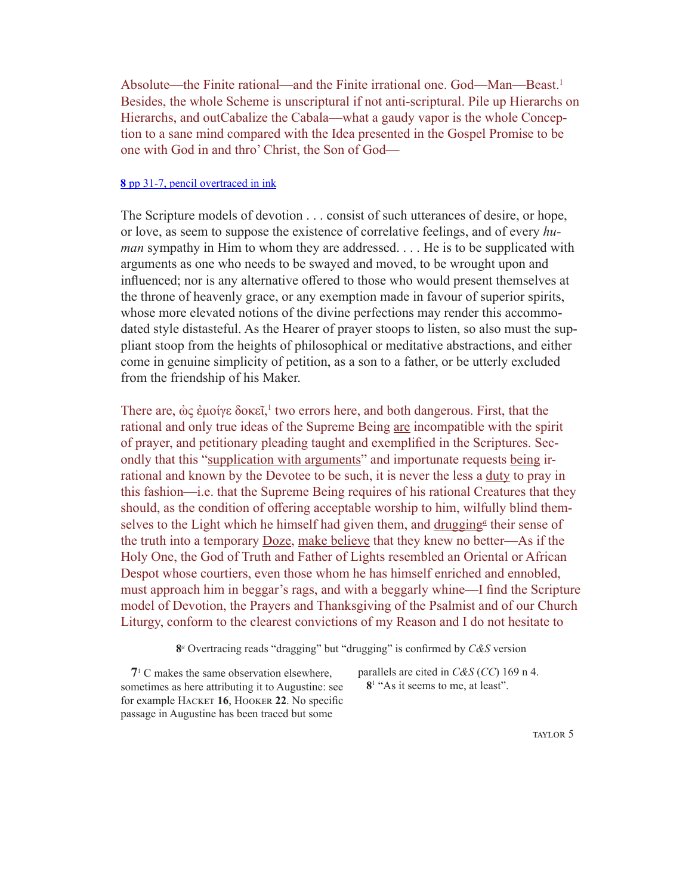Absolute—the Finite rational—and the Finite irrational one. God—Man—Beast.[1] Besides, the whole Scheme is unscriptural if not anti-scriptural. Pile up Hierarchs on Hierarchs, and outCabalize the Cabala—what a gaudy vapor is the whole Conception to a sane mind compared with the Idea presented in the Gospel Promise to be one with God in and thro' Christ, the Son of God—

**8** pp 31-7, pencil overtraced in ink

The Scripture models of devotion . . . consist of such utterances of desire, or hope, or love, as seem to suppose the existence of correlative feelings, and of every *human* sympathy in Him to whom they are addressed. . . . He is to be supplicated with arguments as one who needs to be swayed and moved, to be wrought upon and influenced; nor is any alternative offered to those who would present themselves at the throne of heavenly grace, or any exemption made in favour of superior spirits, whose more elevated notions of the divine perfections may render this accommodated style distasteful. As the Hearer of prayer stoops to listen, so also must the suppliant stoop from the heights of philosophical or meditative abstractions, and either come in genuine simplicity of petition, as a son to a father, or be utterly excluded from the friendship of his Maker.

There are, ὡς ἐμοίγε δοκεῖ,[1] two errors here, and both dangerous. First, that the rational and only true ideas of the Supreme Being <u>are</u> incompatible with the spirit of prayer, and petitionary pleading taught and exemplified in the Scriptures. Secondly that this "<u>supplication with arguments</u>" and importunate requests <u>being</u> irrational and known by the Devotee to be such, it is never the less a <u>duty</u> to pray in this fashion—i.e. that the Supreme Being requires of his rational Creatures that they should, as the condition of offering acceptable worship to him, wilfully blind themselves to the Light which he himself had given them, and <u>drugging</u>[a] their sense of the truth into a temporary <u>Doze</u>, <u>make believe</u> that they knew no better—As if the Holy One, the God of Truth and Father of Lights resembled an Oriental or African Despot whose courtiers, even those whom he has himself enriched and ennobled, must approach him in beggar's rags, and with a beggarly whine—I find the Scripture model of Devotion, the Prayers and Thanksgiving of the Psalmist and of our Church Liturgy, conform to the clearest convictions of my Reason and I do not hesitate to

**8**[a] Overtracing reads "dragging" but "drugging" is confirmed by *C&S* version

**7**[1] C makes the same observation elsewhere, sometimes as here attributing it to Augustine: see for example HACKET **16**, HOOKER **22**. No specific passage in Augustine has been traced but some parallels are cited in *C&S* (*CC*) 169 n 4.

**8**[1] "As it seems to me, at least".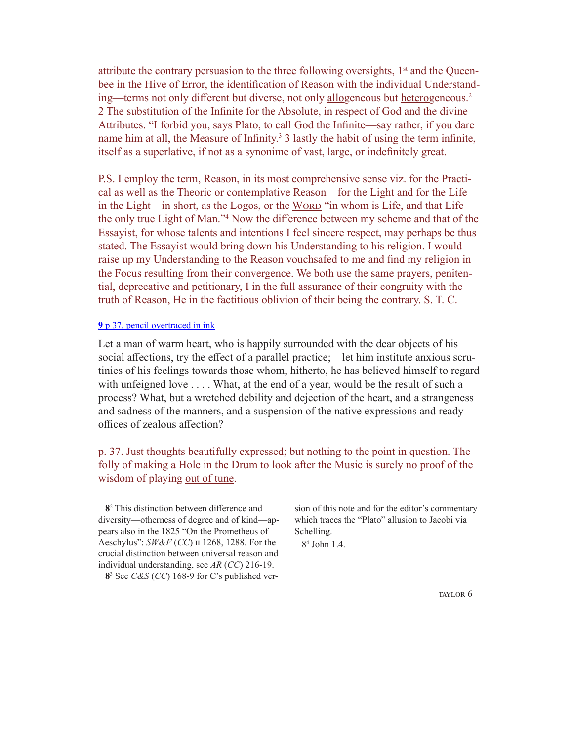attribute the contrary persuasion to the three following oversights, 1st and the Queen-bee in the Hive of Error, the identification of Reason with the individual Understanding—terms not only different but diverse, not only allogeneous but heterogeneous.[2] 2 The substitution of the Infinite for the Absolute, in respect of God and the divine Attributes. "I forbid you, says Plato, to call God the Infinite—say rather, if you dare name him at all, the Measure of Infinity.[3] 3 lastly the habit of using the term infinite, itself as a superlative, if not as a synonime of vast, large, or indefinitely great.

P.S. I employ the term, Reason, in its most comprehensive sense viz. for the Practical as well as the Theoric or contemplative Reason—for the Light and for the Life in the Light—in short, as the Logos, or the WORD "in whom is Life, and that Life the only true Light of Man."[4] Now the difference between my scheme and that of the Essayist, for whose talents and intentions I feel sincere respect, may perhaps be thus stated. The Essayist would bring down his Understanding to his religion. I would raise up my Understanding to the Reason vouchsafed to me and find my religion in the Focus resulting from their convergence. We both use the same prayers, penitential, deprecative and petitionary, I in the full assurance of their congruity with the truth of Reason, He in the factitious oblivion of their being the contrary. S. T. C.

**9** p 37, pencil overtraced in ink

Let a man of warm heart, who is happily surrounded with the dear objects of his social affections, try the effect of a parallel practice;—let him institute anxious scrutinies of his feelings towards those whom, hitherto, he has believed himself to regard with unfeigned love . . . . What, at the end of a year, would be the result of such a process? What, but a wretched debility and dejection of the heart, and a strangeness and sadness of the manners, and a suspension of the native expressions and ready offices of zealous affection?

p. 37. Just thoughts beautifully expressed; but nothing to the point in question. The folly of making a Hole in the Drum to look after the Music is surely no proof of the wisdom of playing out of tune.

**8**[2] This distinction between difference and diversity—otherness of degree and of kind—appears also in the 1825 "On the Prometheus of Aeschylus": *SW&F* (*CC*) II 1268, 1288. For the crucial distinction between universal reason and individual understanding, see *AR* (*CC*) 216-19.

**8**[3] See *C&S* (*CC*) 168-9 for C's published version of this note and for the editor's commentary which traces the "Plato" allusion to Jacobi via Schelling.

8[4] John 1.4.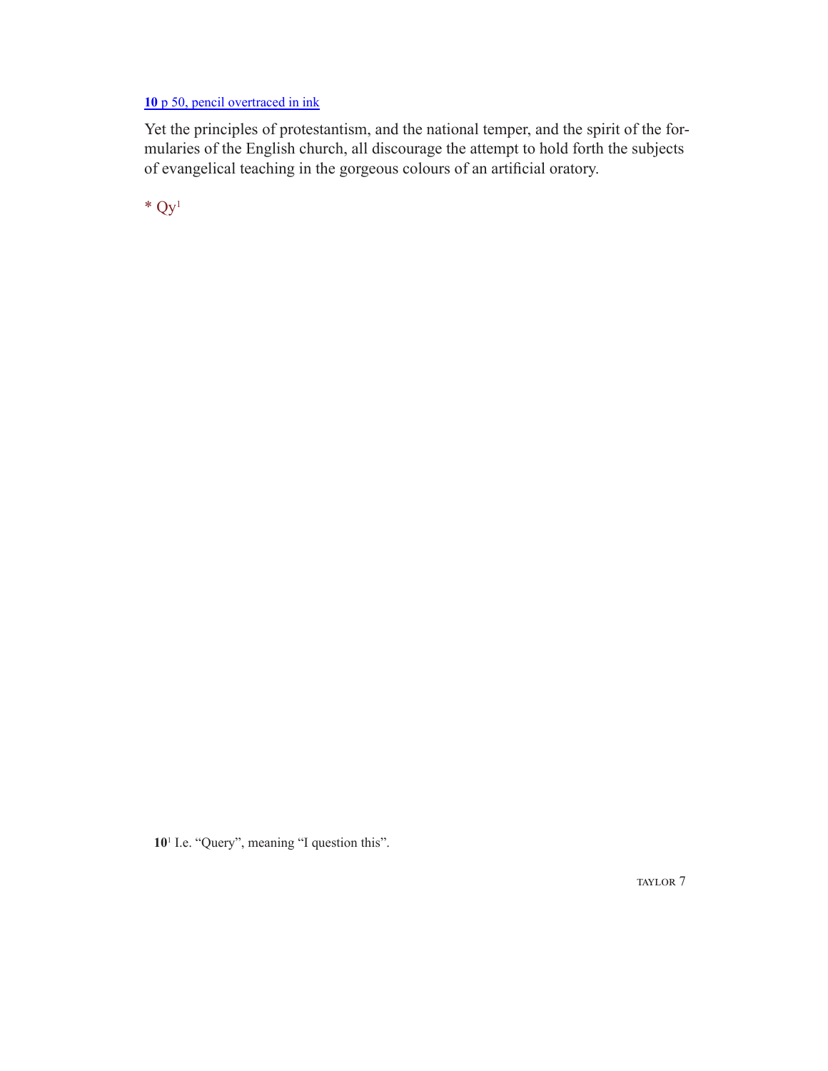**10** p 50, pencil overtraced in ink

Yet the principles of protestantism, and the national temper, and the spirit of the formularies of the English church, all discourage the attempt to hold forth the subjects of evangelical teaching in the gorgeous colours of an artificial oratory.

* Qy[1]

**10**[1] I.e. "Query", meaning "I question this".